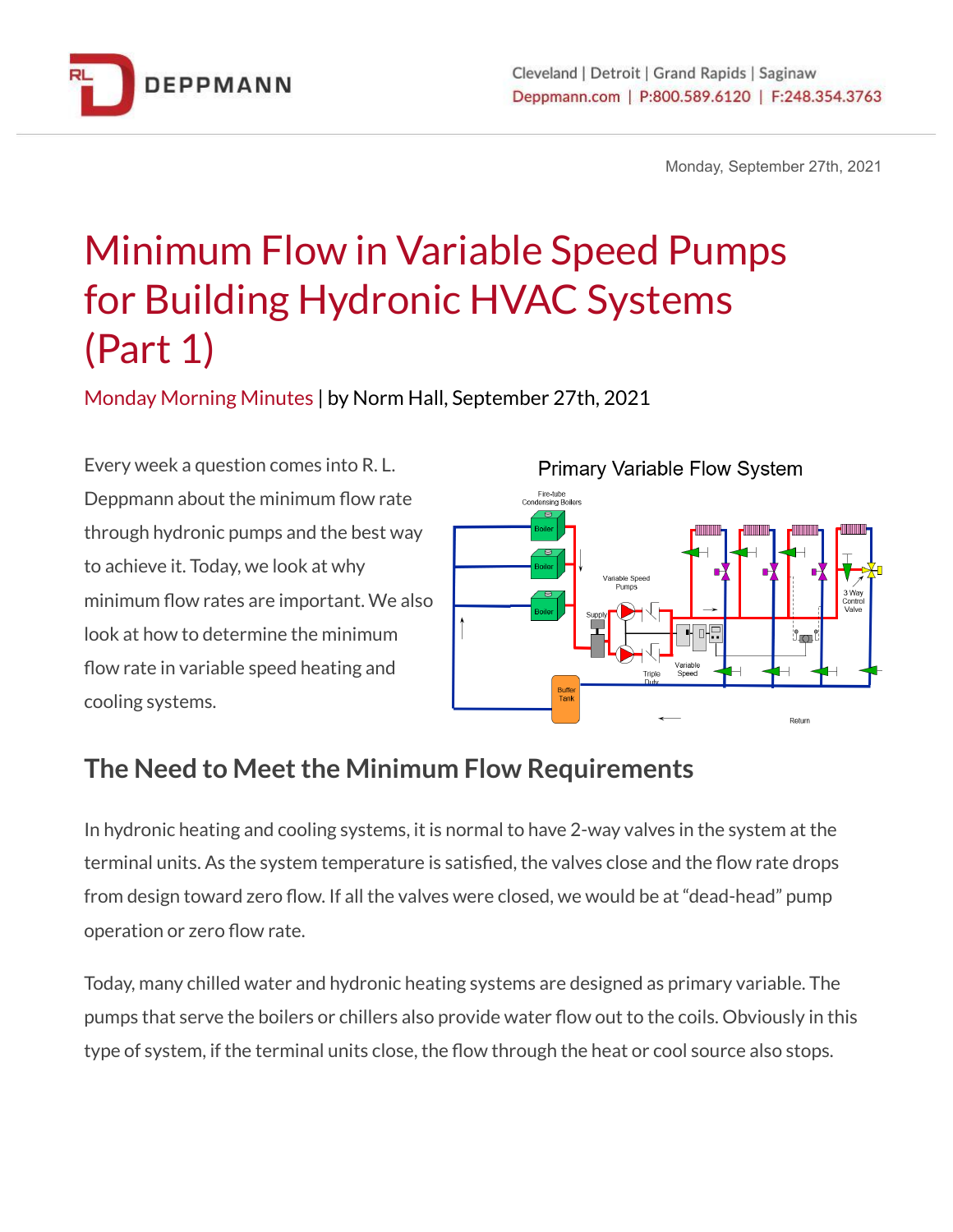# Minimum Flow in Variable Speed Pumps for Building Hydronic HVAC Systems (Part 1)

Monday Morning Minutes | by Norm Hall, September 27th, 2021

Every week a question comes into R. L. Deppmann about the minimum flow rate through hydronic pumps and the best way to achieve it. Today, we look at why minimum flow rates are important. We also look at how to determine the minimum flow rate in variable speed heating and cooling systems.

## The Need to Meet the Minimum Flow Requirements

In hydronic heating and cooling systems, it is normal to have 2-way valves in the system at the terminal units. As the system temperature is satisfied, the valves close and the flow rate drops from design toward zero flow. If all the valves were closed, we would be at "dead-head" pump operation or zero flow rate.

Today, many chilled water and hydronic heating systems are designed as primary variable. The pumps that serve the boilers or chillers also provide water flow out to the coils. Obviously in this type of system, if the terminal units close, the flow through the heat or cool source also stops.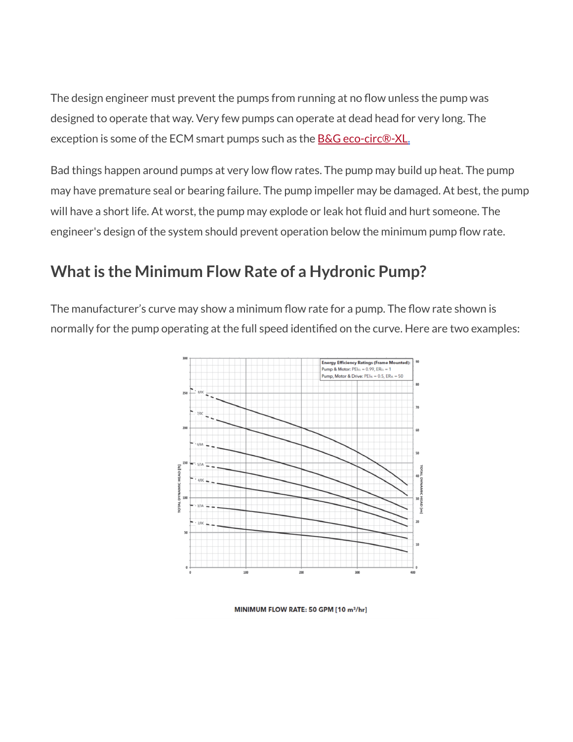The design engineer must prevent the pumps from running at no flow unless the pump was designed to operate that way. Very few pumps can operate at dead head for very long. The exception is some of the ECM smart pumps such as the B&G eco-circ®-XL.

Bad things happen around pumps at very low flow rates. The pump may build up heat. The pump may have premature seal or bearing failure. The pump impeller may be damaged. At best, the pump will have a short life. At worst, the pump may explode or leak hot fluid and hurt someone. The engineer's design of the system should prevent operation below the minimum pump flow rate.

## What is the Minimum Flow Rate of a Hydronic Pump?

The manufacturer's curve may show a minimum flow rate for a pump. The flow rate shown is normally for the pump operating at the full speed identified on the curve. Here are two examples:

MINIMUM FLOW RATE: 50 GPM [10 m³/hr]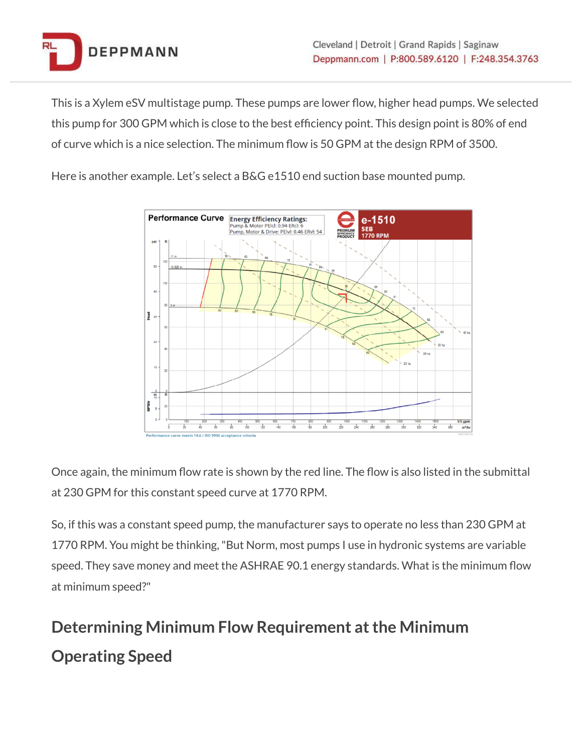This is a Xylem eSV multistage pump. These pumps are lower flow, higher head pumps. We selected this pump for 300 GPM which is close to the best efficiency point. This design point is 80% of end of curve which is a nice selection. The minimum flow is 50 GPM at the design RPM of 3500.

Here is another example. Let's select a B&G e1510 end suction base mounted pump.

Once again, the minimum flow rate is shown by the red line. The flow is also listed in the submittal at 230 GPM for this constant speed curve at 1770 RPM.

So, if this was a constant speed pump, the manufacturer says to operate no less than 230 GPM at 1770 RPM. You might be thinking, "But Norm, most pumps I use in hydronic systems are variable speed. They save money and meet the ASHRAE 90.1 energy standards. What is the minimum flow at minimum speed?"

## Determining Minimum Flow Requirement at the Minimum Operating Speed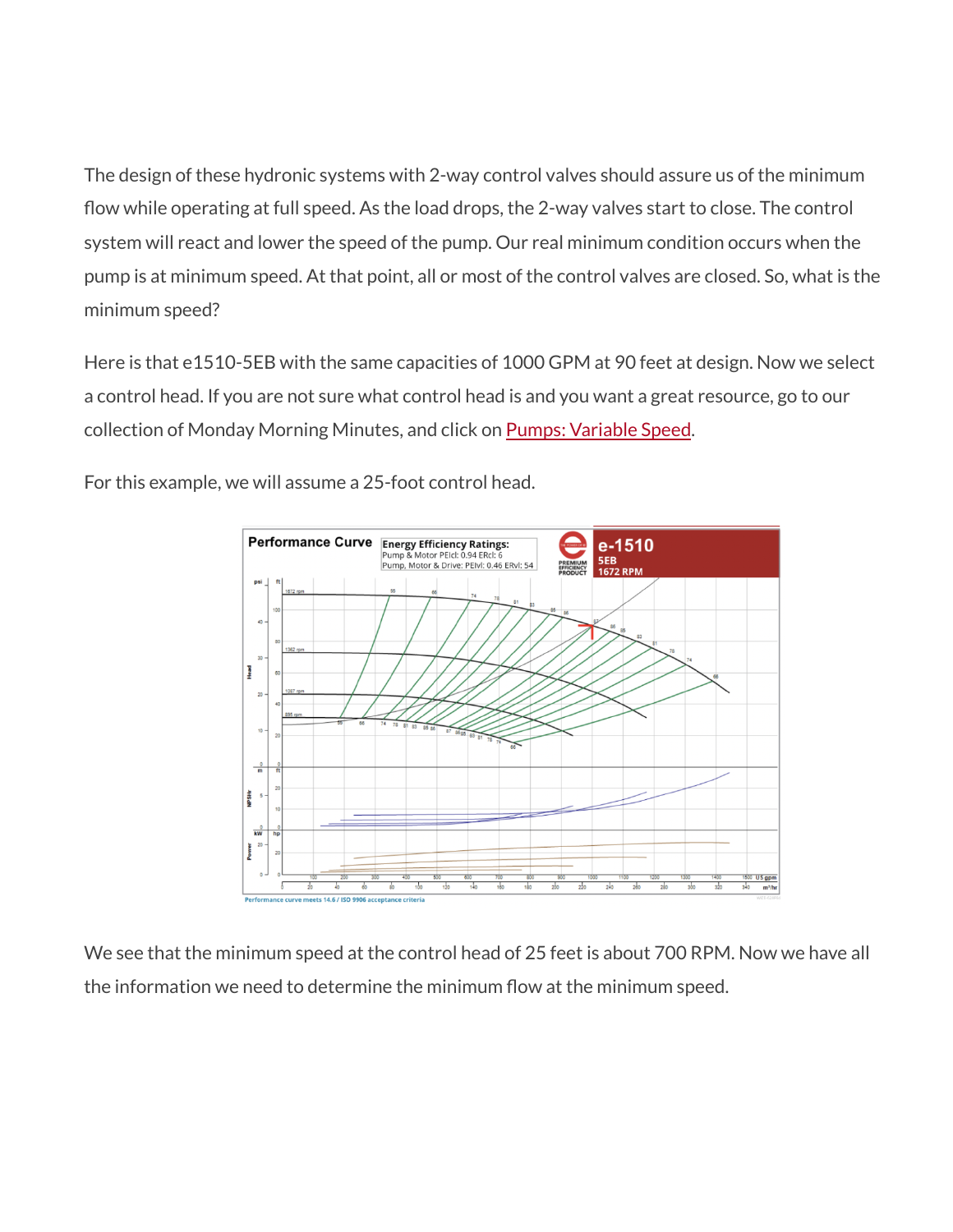The design of these hydronic systems with 2-way control valves should assure us of the minimum flow while operating at full speed. As the load drops, the 2-way valves start to close. The control system will react and lower the speed of the pump. Our real minimum condition occurs when the pump is at minimum speed. At that point, all or most of the control valves are closed. So, what is the minimum speed?

Here is that e1510-5EB with the same capacities of 1000 GPM at 90 feet at design. Now we select a control head. If you are not sure what control head is and you want a great resource, go to our collection of Monday Morning Minutes, and click on Pumps: Variable Speed.

For this example, we will assume a 25-foot control head.

We see that the minimum speed at the control head of 25 feet is about 700 RPM. Now we have all the information we need to determine the minimum flow at the minimum speed.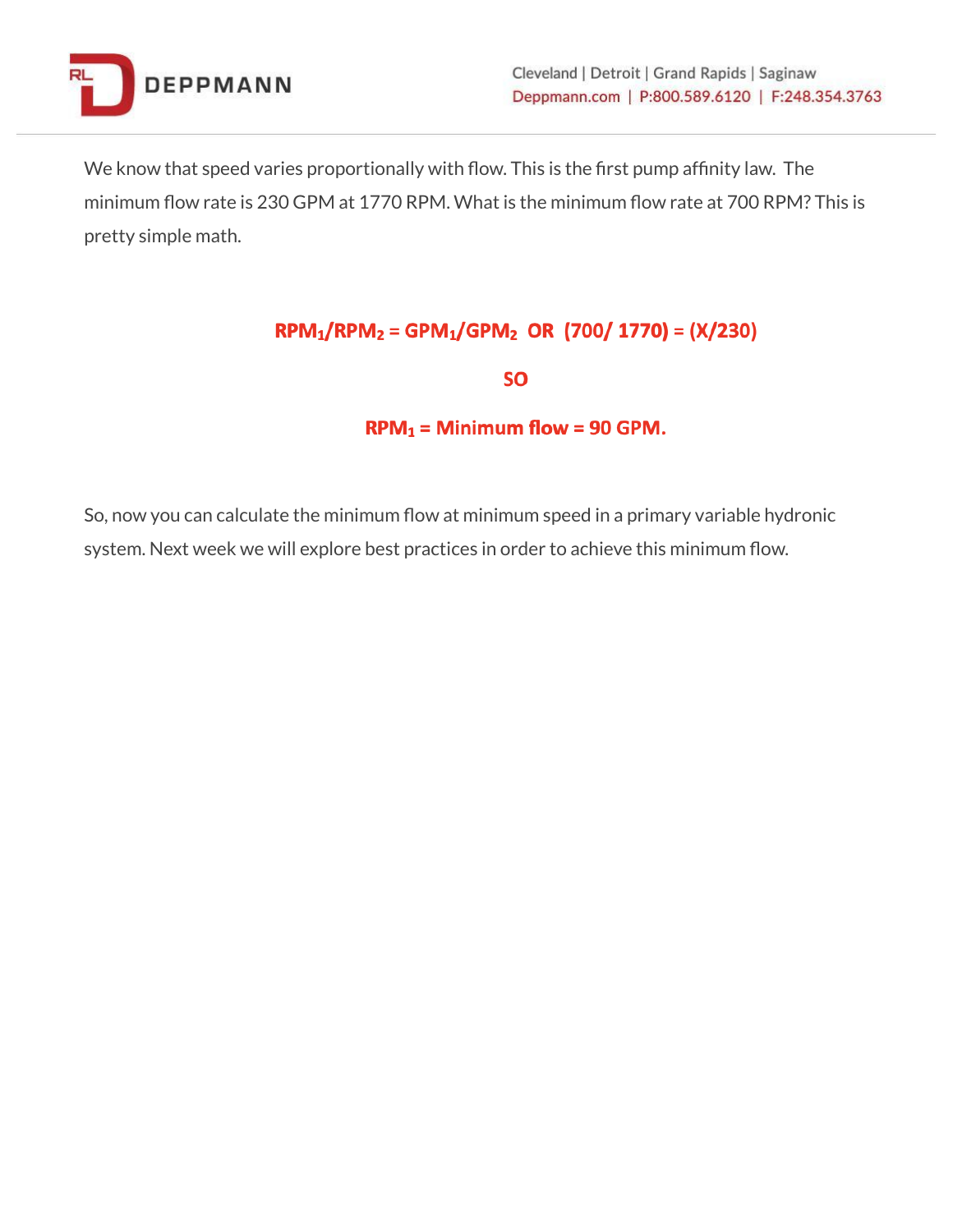We know that speed varies proportionally with flow. This is the first pump affinity law. The minimum flow rate is 230 GPM at 1770 RPM. What is the minimum flow rate at 700 RPM? This is pretty simple math.

$$RPM_1/RPM_2 = GPM_1/GPM_2 \text{ OR } (700/1770) = (X/230)$$

**SO**

$$RPM_1 = \text{Minimum flow} = 90 \text{ GPM.}$$

So, now you can calculate the minimum flow at minimum speed in a primary variable hydronic system. Next week we will explore best practices in order to achieve this minimum flow.